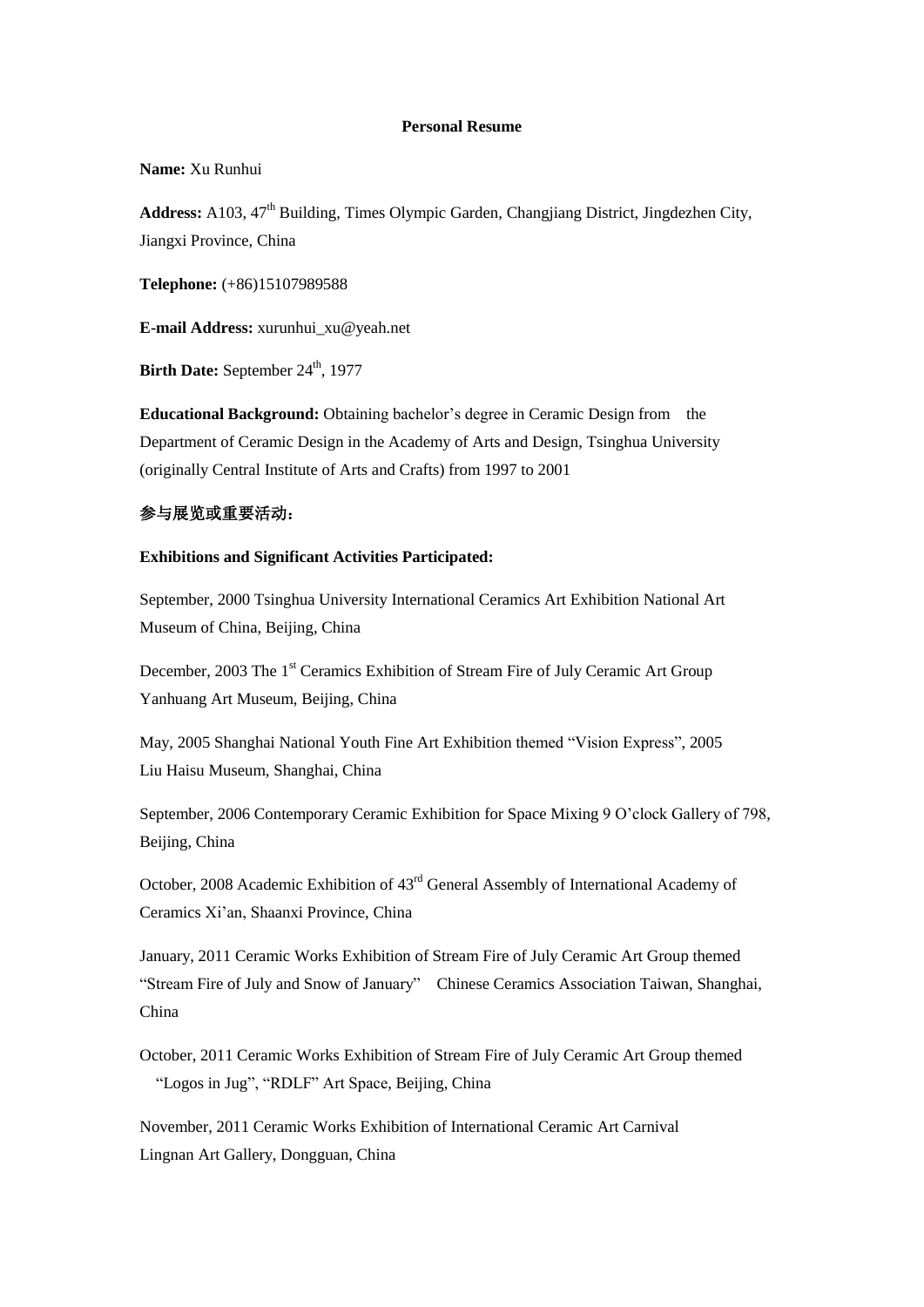**Personal Resume**

**Name:** Xu Runhui

**Address:** A103, 47th Building, Times Olympic Garden, Changjiang District, Jingdezhen City, Jiangxi Province, China

**Telephone:** (+86)15107989588

**E-mail Address:** xurunhui_xu@yeah.net

**Birth Date:** September 24th, 1977

**Educational Background:** Obtaining bachelor's degree in Ceramic Design from the Department of Ceramic Design in the Academy of Arts and Design, Tsinghua University (originally Central Institute of Arts and Crafts) from 1997 to 2001

**参与展览或重要活动：**

**Exhibitions and Significant Activities Participated:**

September, 2000 Tsinghua University International Ceramics Art Exhibition National Art Museum of China, Beijing, China

December, 2003 The 1st Ceramics Exhibition of Stream Fire of July Ceramic Art Group Yanhuang Art Museum, Beijing, China

May, 2005 Shanghai National Youth Fine Art Exhibition themed "Vision Express", 2005 Liu Haisu Museum, Shanghai, China

September, 2006 Contemporary Ceramic Exhibition for Space Mixing 9 O'clock Gallery of 798, Beijing, China

October, 2008 Academic Exhibition of 43rd General Assembly of International Academy of Ceramics Xi'an, Shaanxi Province, China

January, 2011 Ceramic Works Exhibition of Stream Fire of July Ceramic Art Group themed "Stream Fire of July and Snow of January" Chinese Ceramics Association Taiwan, Shanghai, China

October, 2011 Ceramic Works Exhibition of Stream Fire of July Ceramic Art Group themed "Logos in Jug", "RDLF" Art Space, Beijing, China

November, 2011 Ceramic Works Exhibition of International Ceramic Art Carnival Lingnan Art Gallery, Dongguan, China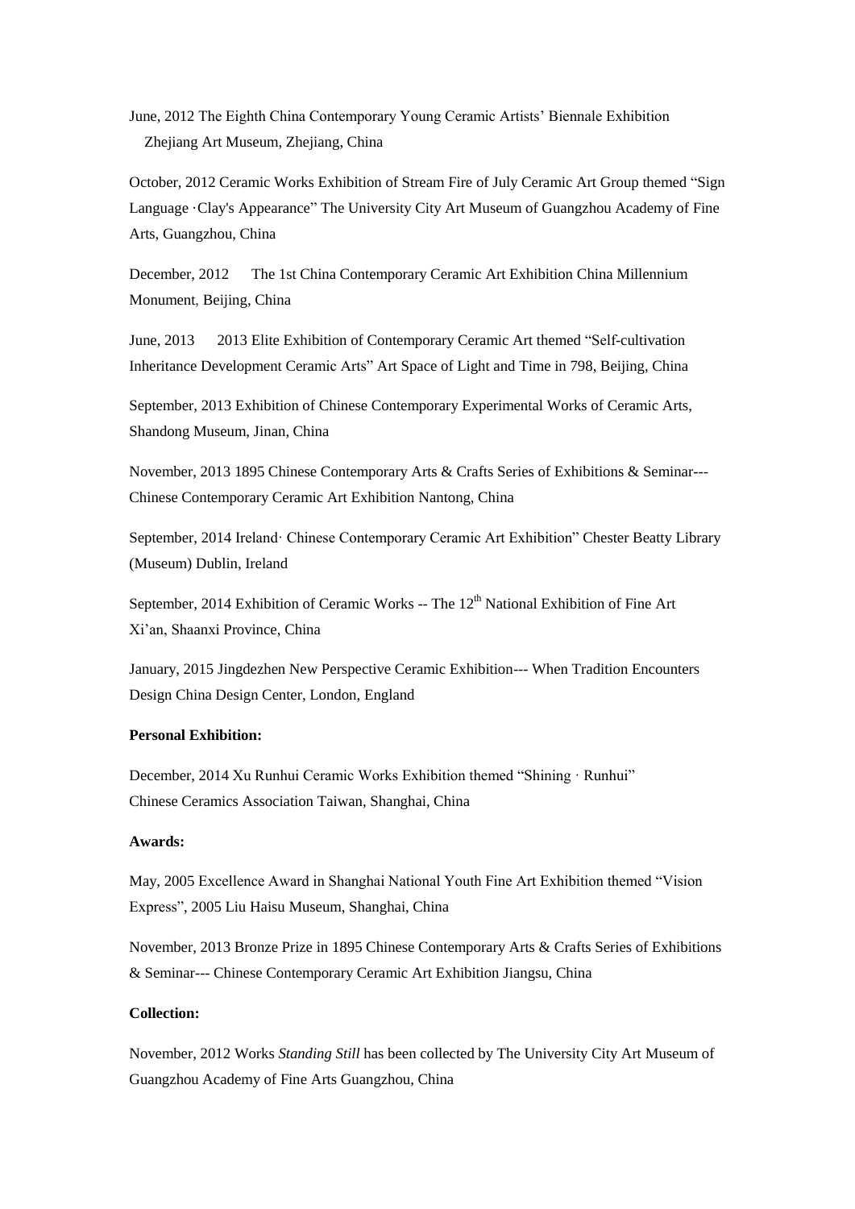June, 2012 The Eighth China Contemporary Young Ceramic Artists' Biennale Exhibition
Zhejiang Art Museum, Zhejiang, China

October, 2012 Ceramic Works Exhibition of Stream Fire of July Ceramic Art Group themed "Sign Language ·Clay's Appearance" The University City Art Museum of Guangzhou Academy of Fine Arts, Guangzhou, China

December, 2012 The 1st China Contemporary Ceramic Art Exhibition China Millennium Monument, Beijing, China

June, 2013 2013 Elite Exhibition of Contemporary Ceramic Art themed "Self-cultivation Inheritance Development Ceramic Arts" Art Space of Light and Time in 798, Beijing, China

September, 2013 Exhibition of Chinese Contemporary Experimental Works of Ceramic Arts, Shandong Museum, Jinan, China

November, 2013 1895 Chinese Contemporary Arts & Crafts Series of Exhibitions & Seminar---Chinese Contemporary Ceramic Art Exhibition Nantong, China

September, 2014 Ireland· Chinese Contemporary Ceramic Art Exhibition" Chester Beatty Library (Museum) Dublin, Ireland

September, 2014 Exhibition of Ceramic Works -- The 12th National Exhibition of Fine Art Xi'an, Shaanxi Province, China

January, 2015 Jingdezhen New Perspective Ceramic Exhibition--- When Tradition Encounters Design China Design Center, London, England

**Personal Exhibition:**

December, 2014 Xu Runhui Ceramic Works Exhibition themed "Shining · Runhui"
Chinese Ceramics Association Taiwan, Shanghai, China

**Awards:**

May, 2005 Excellence Award in Shanghai National Youth Fine Art Exhibition themed "Vision Express", 2005 Liu Haisu Museum, Shanghai, China

November, 2013 Bronze Prize in 1895 Chinese Contemporary Arts & Crafts Series of Exhibitions & Seminar--- Chinese Contemporary Ceramic Art Exhibition Jiangsu, China

**Collection:**

November, 2012 Works *Standing Still* has been collected by The University City Art Museum of Guangzhou Academy of Fine Arts Guangzhou, China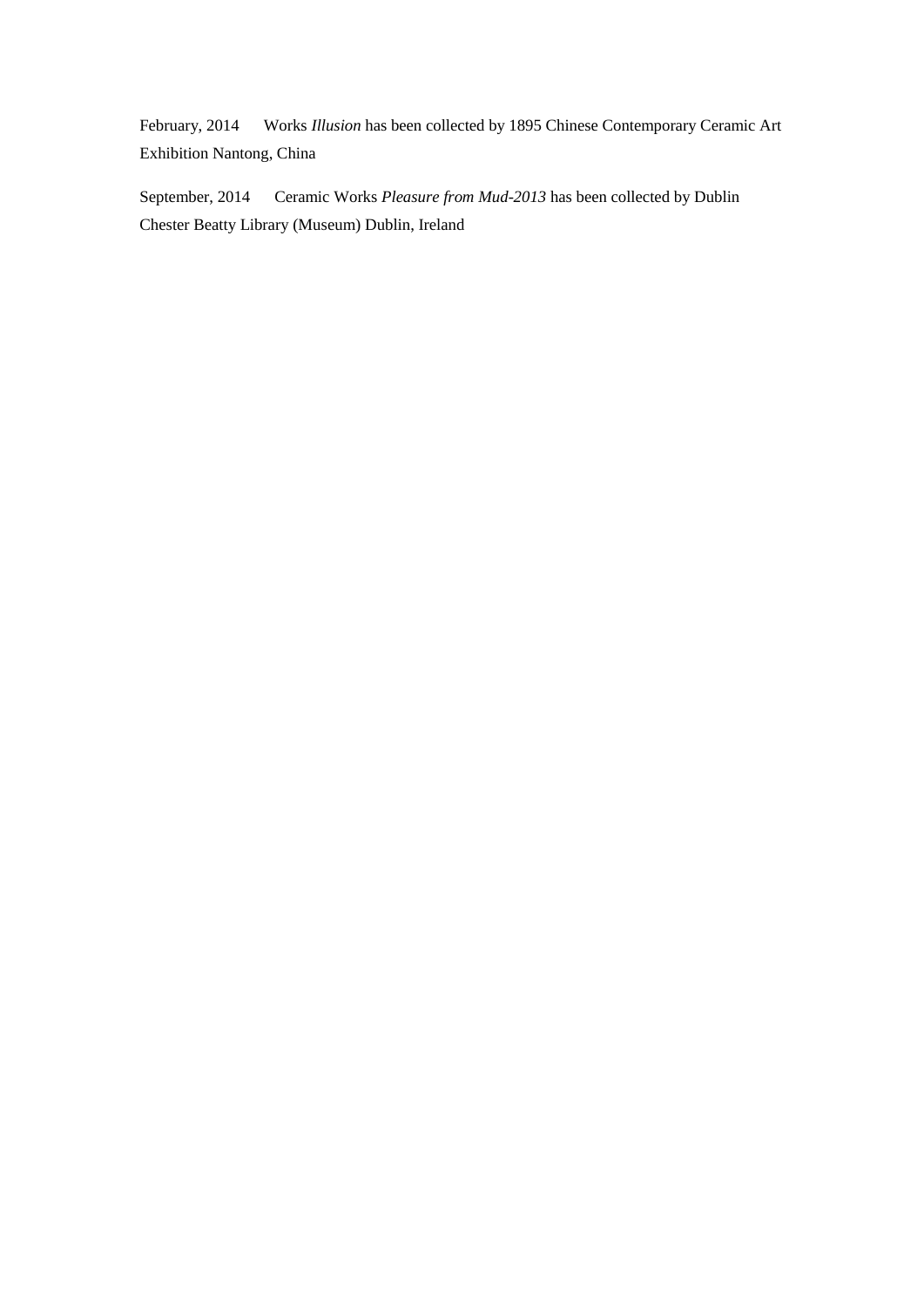February, 2014 Works *Illusion* has been collected by 1895 Chinese Contemporary Ceramic Art Exhibition Nantong, China

September, 2014 Ceramic Works *Pleasure from Mud-2013* has been collected by Dublin Chester Beatty Library (Museum) Dublin, Ireland